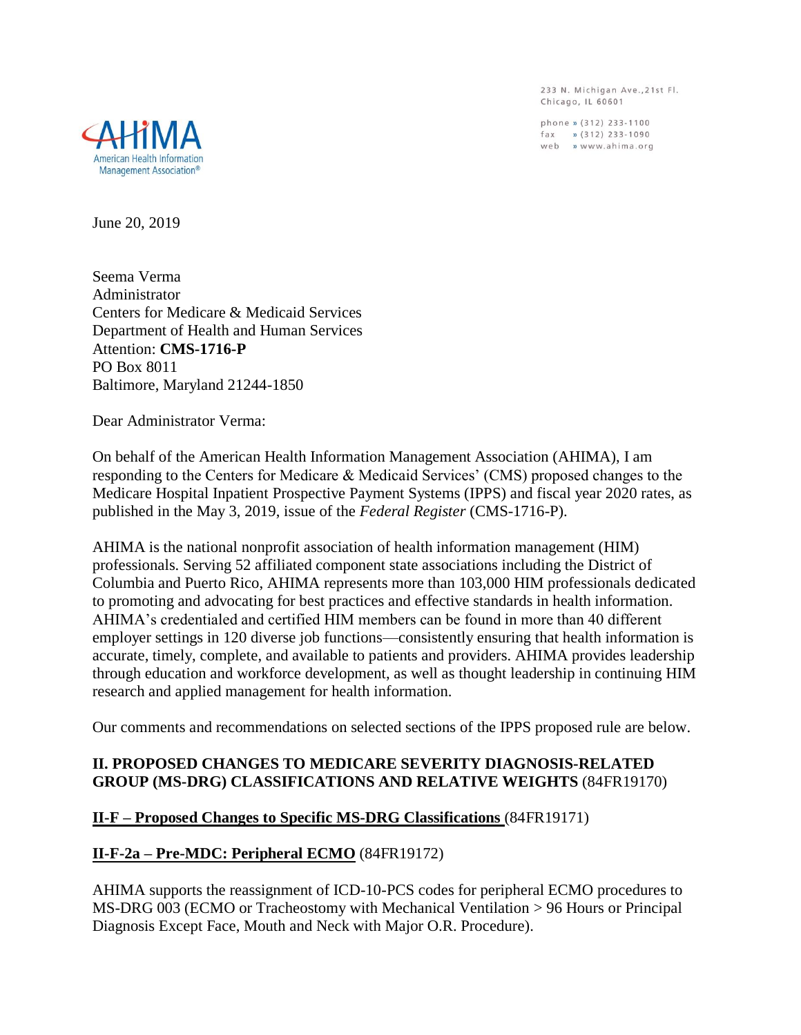AHIMA
American Health Information Management Association®

233 N. Michigan Ave.,21st Fl.
Chicago, IL 60601

phone » (312) 233-1100
fax » (312) 233-1090
web » www.ahima.org

June 20, 2019

Seema Verma
Administrator
Centers for Medicare & Medicaid Services
Department of Health and Human Services
Attention: **CMS-1716-P**
PO Box 8011
Baltimore, Maryland 21244-1850

Dear Administrator Verma:

On behalf of the American Health Information Management Association (AHIMA), I am responding to the Centers for Medicare & Medicaid Services' (CMS) proposed changes to the Medicare Hospital Inpatient Prospective Payment Systems (IPPS) and fiscal year 2020 rates, as published in the May 3, 2019, issue of the *Federal Register* (CMS-1716-P).

AHIMA is the national nonprofit association of health information management (HIM) professionals. Serving 52 affiliated component state associations including the District of Columbia and Puerto Rico, AHIMA represents more than 103,000 HIM professionals dedicated to promoting and advocating for best practices and effective standards in health information. AHIMA's credentialed and certified HIM members can be found in more than 40 different employer settings in 120 diverse job functions—consistently ensuring that health information is accurate, timely, complete, and available to patients and providers. AHIMA provides leadership through education and workforce development, as well as thought leadership in continuing HIM research and applied management for health information.

Our comments and recommendations on selected sections of the IPPS proposed rule are below.

## II. PROPOSED CHANGES TO MEDICARE SEVERITY DIAGNOSIS-RELATED GROUP (MS-DRG) CLASSIFICATIONS AND RELATIVE WEIGHTS (84FR19170)

### II-F – Proposed Changes to Specific MS-DRG Classifications (84FR19171)

### II-F-2a – Pre-MDC: Peripheral ECMO (84FR19172)

AHIMA supports the reassignment of ICD-10-PCS codes for peripheral ECMO procedures to MS-DRG 003 (ECMO or Tracheostomy with Mechanical Ventilation > 96 Hours or Principal Diagnosis Except Face, Mouth and Neck with Major O.R. Procedure).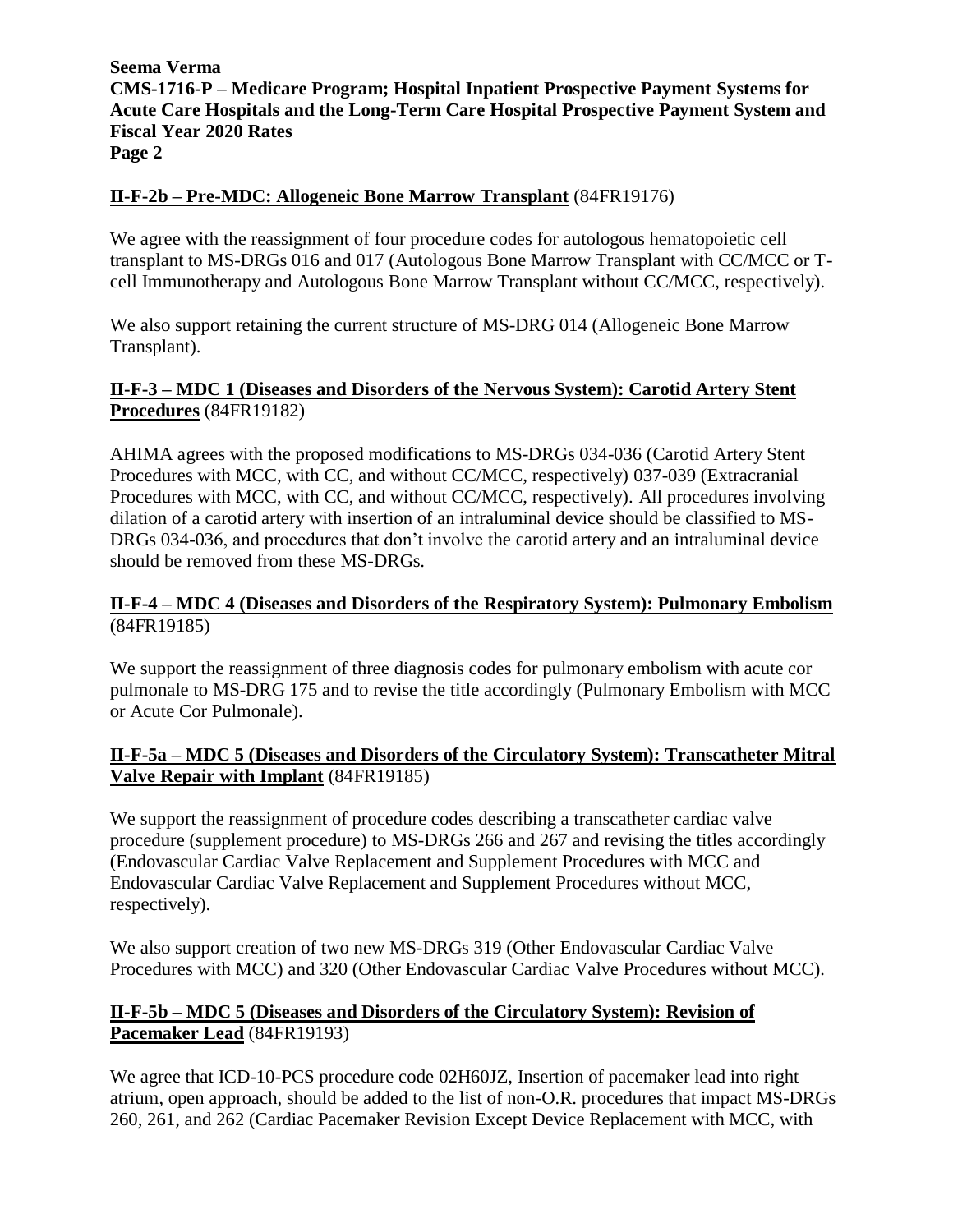**II-F-2b – Pre-MDC: Allogeneic Bone Marrow Transplant** (84FR19176)

We agree with the reassignment of four procedure codes for autologous hematopoietic cell transplant to MS-DRGs 016 and 017 (Autologous Bone Marrow Transplant with CC/MCC or T-cell Immunotherapy and Autologous Bone Marrow Transplant without CC/MCC, respectively).

We also support retaining the current structure of MS-DRG 014 (Allogeneic Bone Marrow Transplant).

**II-F-3 – MDC 1 (Diseases and Disorders of the Nervous System): Carotid Artery Stent Procedures** (84FR19182)

AHIMA agrees with the proposed modifications to MS-DRGs 034-036 (Carotid Artery Stent Procedures with MCC, with CC, and without CC/MCC, respectively) 037-039 (Extracranial Procedures with MCC, with CC, and without CC/MCC, respectively). All procedures involving dilation of a carotid artery with insertion of an intraluminal device should be classified to MS-DRGs 034-036, and procedures that don't involve the carotid artery and an intraluminal device should be removed from these MS-DRGs.

**II-F-4 – MDC 4 (Diseases and Disorders of the Respiratory System): Pulmonary Embolism** (84FR19185)

We support the reassignment of three diagnosis codes for pulmonary embolism with acute cor pulmonale to MS-DRG 175 and to revise the title accordingly (Pulmonary Embolism with MCC or Acute Cor Pulmonale).

**II-F-5a – MDC 5 (Diseases and Disorders of the Circulatory System): Transcatheter Mitral Valve Repair with Implant** (84FR19185)

We support the reassignment of procedure codes describing a transcatheter cardiac valve procedure (supplement procedure) to MS-DRGs 266 and 267 and revising the titles accordingly (Endovascular Cardiac Valve Replacement and Supplement Procedures with MCC and Endovascular Cardiac Valve Replacement and Supplement Procedures without MCC, respectively).

We also support creation of two new MS-DRGs 319 (Other Endovascular Cardiac Valve Procedures with MCC) and 320 (Other Endovascular Cardiac Valve Procedures without MCC).

**II-F-5b – MDC 5 (Diseases and Disorders of the Circulatory System): Revision of Pacemaker Lead** (84FR19193)

We agree that ICD-10-PCS procedure code 02H60JZ, Insertion of pacemaker lead into right atrium, open approach, should be added to the list of non-O.R. procedures that impact MS-DRGs 260, 261, and 262 (Cardiac Pacemaker Revision Except Device Replacement with MCC, with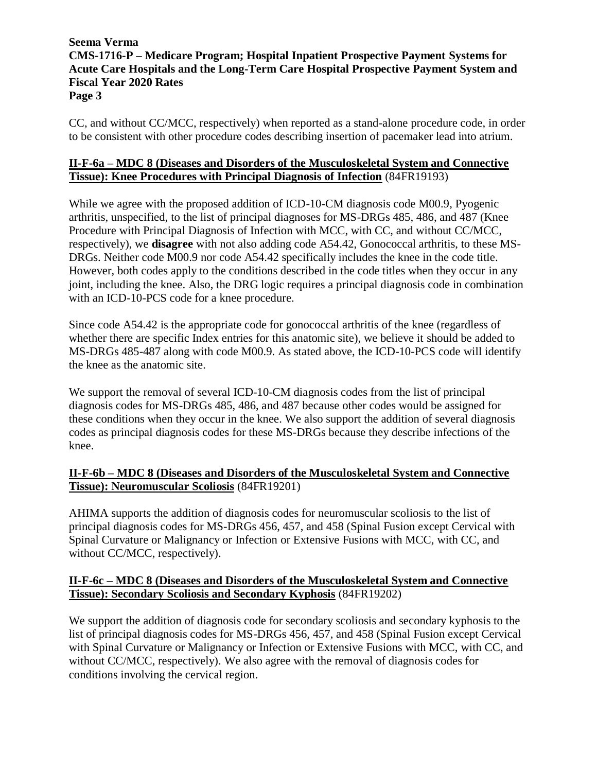CC, and without CC/MCC, respectively) when reported as a stand-alone procedure code, in order to be consistent with other procedure codes describing insertion of pacemaker lead into atrium.

**II-F-6a – MDC 8 (Diseases and Disorders of the Musculoskeletal System and Connective Tissue): Knee Procedures with Principal Diagnosis of Infection** (84FR19193)

While we agree with the proposed addition of ICD-10-CM diagnosis code M00.9, Pyogenic arthritis, unspecified, to the list of principal diagnoses for MS-DRGs 485, 486, and 487 (Knee Procedure with Principal Diagnosis of Infection with MCC, with CC, and without CC/MCC, respectively), we **disagree** with not also adding code A54.42, Gonococcal arthritis, to these MS-DRGs. Neither code M00.9 nor code A54.42 specifically includes the knee in the code title. However, both codes apply to the conditions described in the code titles when they occur in any joint, including the knee. Also, the DRG logic requires a principal diagnosis code in combination with an ICD-10-PCS code for a knee procedure.

Since code A54.42 is the appropriate code for gonococcal arthritis of the knee (regardless of whether there are specific Index entries for this anatomic site), we believe it should be added to MS-DRGs 485-487 along with code M00.9. As stated above, the ICD-10-PCS code will identify the knee as the anatomic site.

We support the removal of several ICD-10-CM diagnosis codes from the list of principal diagnosis codes for MS-DRGs 485, 486, and 487 because other codes would be assigned for these conditions when they occur in the knee. We also support the addition of several diagnosis codes as principal diagnosis codes for these MS-DRGs because they describe infections of the knee.

**II-F-6b – MDC 8 (Diseases and Disorders of the Musculoskeletal System and Connective Tissue): Neuromuscular Scoliosis** (84FR19201)

AHIMA supports the addition of diagnosis codes for neuromuscular scoliosis to the list of principal diagnosis codes for MS-DRGs 456, 457, and 458 (Spinal Fusion except Cervical with Spinal Curvature or Malignancy or Infection or Extensive Fusions with MCC, with CC, and without CC/MCC, respectively).

**II-F-6c – MDC 8 (Diseases and Disorders of the Musculoskeletal System and Connective Tissue): Secondary Scoliosis and Secondary Kyphosis** (84FR19202)

We support the addition of diagnosis code for secondary scoliosis and secondary kyphosis to the list of principal diagnosis codes for MS-DRGs 456, 457, and 458 (Spinal Fusion except Cervical with Spinal Curvature or Malignancy or Infection or Extensive Fusions with MCC, with CC, and without CC/MCC, respectively). We also agree with the removal of diagnosis codes for conditions involving the cervical region.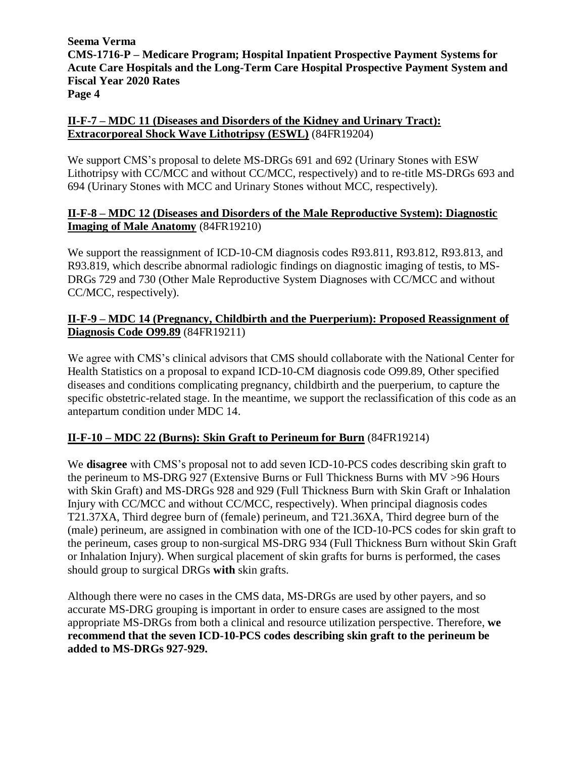**II-F-7 – MDC 11 (Diseases and Disorders of the Kidney and Urinary Tract): Extracorporeal Shock Wave Lithotripsy (ESWL)** (84FR19204)

We support CMS's proposal to delete MS-DRGs 691 and 692 (Urinary Stones with ESW Lithotripsy with CC/MCC and without CC/MCC, respectively) and to re-title MS-DRGs 693 and 694 (Urinary Stones with MCC and Urinary Stones without MCC, respectively).

**II-F-8 – MDC 12 (Diseases and Disorders of the Male Reproductive System): Diagnostic Imaging of Male Anatomy** (84FR19210)

We support the reassignment of ICD-10-CM diagnosis codes R93.811, R93.812, R93.813, and R93.819, which describe abnormal radiologic findings on diagnostic imaging of testis, to MS-DRGs 729 and 730 (Other Male Reproductive System Diagnoses with CC/MCC and without CC/MCC, respectively).

**II-F-9 – MDC 14 (Pregnancy, Childbirth and the Puerperium): Proposed Reassignment of Diagnosis Code O99.89** (84FR19211)

We agree with CMS's clinical advisors that CMS should collaborate with the National Center for Health Statistics on a proposal to expand ICD-10-CM diagnosis code O99.89, Other specified diseases and conditions complicating pregnancy, childbirth and the puerperium, to capture the specific obstetric-related stage. In the meantime, we support the reclassification of this code as an antepartum condition under MDC 14.

**II-F-10 – MDC 22 (Burns): Skin Graft to Perineum for Burn** (84FR19214)

We **disagree** with CMS's proposal not to add seven ICD-10-PCS codes describing skin graft to the perineum to MS-DRG 927 (Extensive Burns or Full Thickness Burns with MV >96 Hours with Skin Graft) and MS-DRGs 928 and 929 (Full Thickness Burn with Skin Graft or Inhalation Injury with CC/MCC and without CC/MCC, respectively). When principal diagnosis codes T21.37XA, Third degree burn of (female) perineum, and T21.36XA, Third degree burn of the (male) perineum, are assigned in combination with one of the ICD-10-PCS codes for skin graft to the perineum, cases group to non-surgical MS-DRG 934 (Full Thickness Burn without Skin Graft or Inhalation Injury). When surgical placement of skin grafts for burns is performed, the cases should group to surgical DRGs **with** skin grafts.

Although there were no cases in the CMS data, MS-DRGs are used by other payers, and so accurate MS-DRG grouping is important in order to ensure cases are assigned to the most appropriate MS-DRGs from both a clinical and resource utilization perspective. Therefore, **we recommend that the seven ICD-10-PCS codes describing skin graft to the perineum be added to MS-DRGs 927-929.**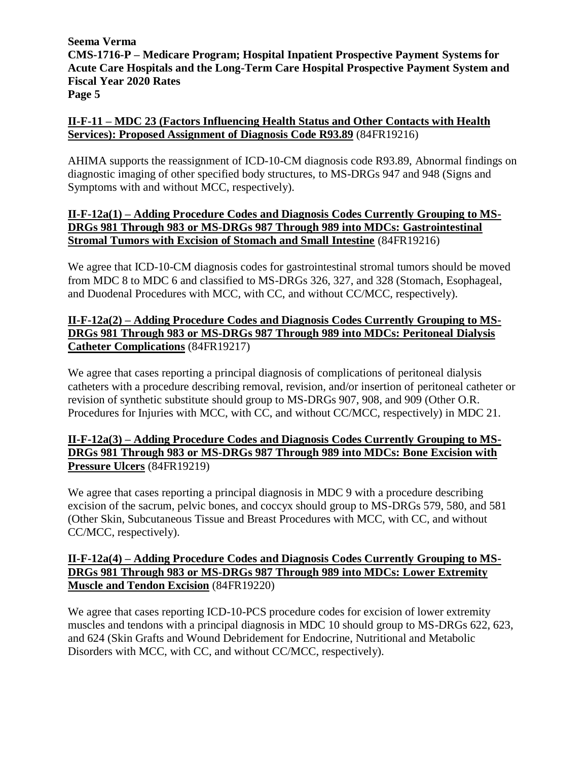**II-F-11 – MDC 23 (Factors Influencing Health Status and Other Contacts with Health Services): Proposed Assignment of Diagnosis Code R93.89** (84FR19216)

AHIMA supports the reassignment of ICD-10-CM diagnosis code R93.89, Abnormal findings on diagnostic imaging of other specified body structures, to MS-DRGs 947 and 948 (Signs and Symptoms with and without MCC, respectively).

**II-F-12a(1) – Adding Procedure Codes and Diagnosis Codes Currently Grouping to MS-DRGs 981 Through 983 or MS-DRGs 987 Through 989 into MDCs: Gastrointestinal Stromal Tumors with Excision of Stomach and Small Intestine** (84FR19216)

We agree that ICD-10-CM diagnosis codes for gastrointestinal stromal tumors should be moved from MDC 8 to MDC 6 and classified to MS-DRGs 326, 327, and 328 (Stomach, Esophageal, and Duodenal Procedures with MCC, with CC, and without CC/MCC, respectively).

**II-F-12a(2) – Adding Procedure Codes and Diagnosis Codes Currently Grouping to MS-DRGs 981 Through 983 or MS-DRGs 987 Through 989 into MDCs: Peritoneal Dialysis Catheter Complications** (84FR19217)

We agree that cases reporting a principal diagnosis of complications of peritoneal dialysis catheters with a procedure describing removal, revision, and/or insertion of peritoneal catheter or revision of synthetic substitute should group to MS-DRGs 907, 908, and 909 (Other O.R. Procedures for Injuries with MCC, with CC, and without CC/MCC, respectively) in MDC 21.

**II-F-12a(3) – Adding Procedure Codes and Diagnosis Codes Currently Grouping to MS-DRGs 981 Through 983 or MS-DRGs 987 Through 989 into MDCs: Bone Excision with Pressure Ulcers** (84FR19219)

We agree that cases reporting a principal diagnosis in MDC 9 with a procedure describing excision of the sacrum, pelvic bones, and coccyx should group to MS-DRGs 579, 580, and 581 (Other Skin, Subcutaneous Tissue and Breast Procedures with MCC, with CC, and without CC/MCC, respectively).

**II-F-12a(4) – Adding Procedure Codes and Diagnosis Codes Currently Grouping to MS-DRGs 981 Through 983 or MS-DRGs 987 Through 989 into MDCs: Lower Extremity Muscle and Tendon Excision** (84FR19220)

We agree that cases reporting ICD-10-PCS procedure codes for excision of lower extremity muscles and tendons with a principal diagnosis in MDC 10 should group to MS-DRGs 622, 623, and 624 (Skin Grafts and Wound Debridement for Endocrine, Nutritional and Metabolic Disorders with MCC, with CC, and without CC/MCC, respectively).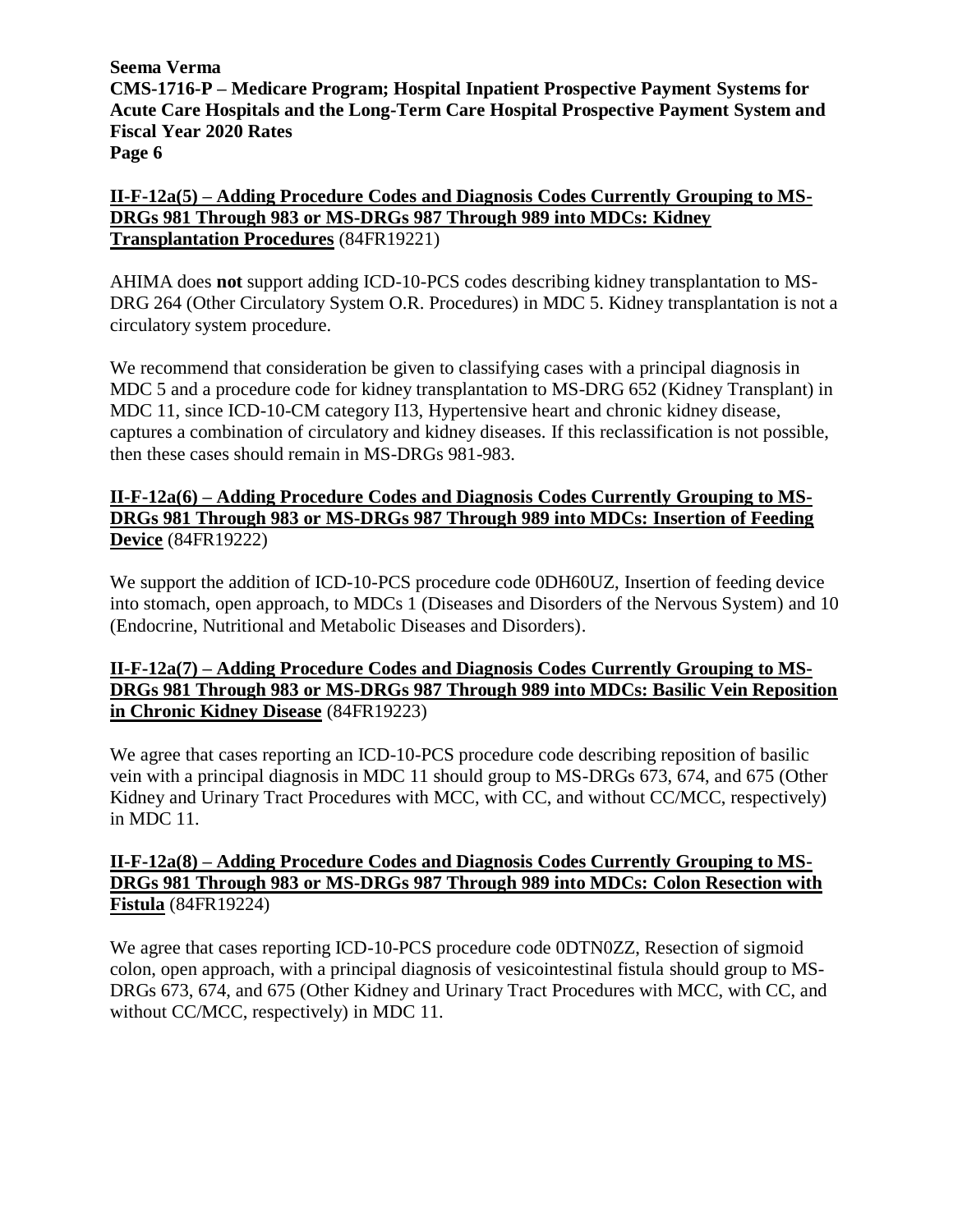**II-F-12a(5) – Adding Procedure Codes and Diagnosis Codes Currently Grouping to MS-DRGs 981 Through 983 or MS-DRGs 987 Through 989 into MDCs: Kidney Transplantation Procedures** (84FR19221)

AHIMA does **not** support adding ICD-10-PCS codes describing kidney transplantation to MS-DRG 264 (Other Circulatory System O.R. Procedures) in MDC 5. Kidney transplantation is not a circulatory system procedure.

We recommend that consideration be given to classifying cases with a principal diagnosis in MDC 5 and a procedure code for kidney transplantation to MS-DRG 652 (Kidney Transplant) in MDC 11, since ICD-10-CM category I13, Hypertensive heart and chronic kidney disease, captures a combination of circulatory and kidney diseases. If this reclassification is not possible, then these cases should remain in MS-DRGs 981-983.

**II-F-12a(6) – Adding Procedure Codes and Diagnosis Codes Currently Grouping to MS-DRGs 981 Through 983 or MS-DRGs 987 Through 989 into MDCs: Insertion of Feeding Device** (84FR19222)

We support the addition of ICD-10-PCS procedure code 0DH60UZ, Insertion of feeding device into stomach, open approach, to MDCs 1 (Diseases and Disorders of the Nervous System) and 10 (Endocrine, Nutritional and Metabolic Diseases and Disorders).

**II-F-12a(7) – Adding Procedure Codes and Diagnosis Codes Currently Grouping to MS-DRGs 981 Through 983 or MS-DRGs 987 Through 989 into MDCs: Basilic Vein Reposition in Chronic Kidney Disease** (84FR19223)

We agree that cases reporting an ICD-10-PCS procedure code describing reposition of basilic vein with a principal diagnosis in MDC 11 should group to MS-DRGs 673, 674, and 675 (Other Kidney and Urinary Tract Procedures with MCC, with CC, and without CC/MCC, respectively) in MDC 11.

**II-F-12a(8) – Adding Procedure Codes and Diagnosis Codes Currently Grouping to MS-DRGs 981 Through 983 or MS-DRGs 987 Through 989 into MDCs: Colon Resection with Fistula** (84FR19224)

We agree that cases reporting ICD-10-PCS procedure code 0DTN0ZZ, Resection of sigmoid colon, open approach, with a principal diagnosis of vesicointestinal fistula should group to MS-DRGs 673, 674, and 675 (Other Kidney and Urinary Tract Procedures with MCC, with CC, and without CC/MCC, respectively) in MDC 11.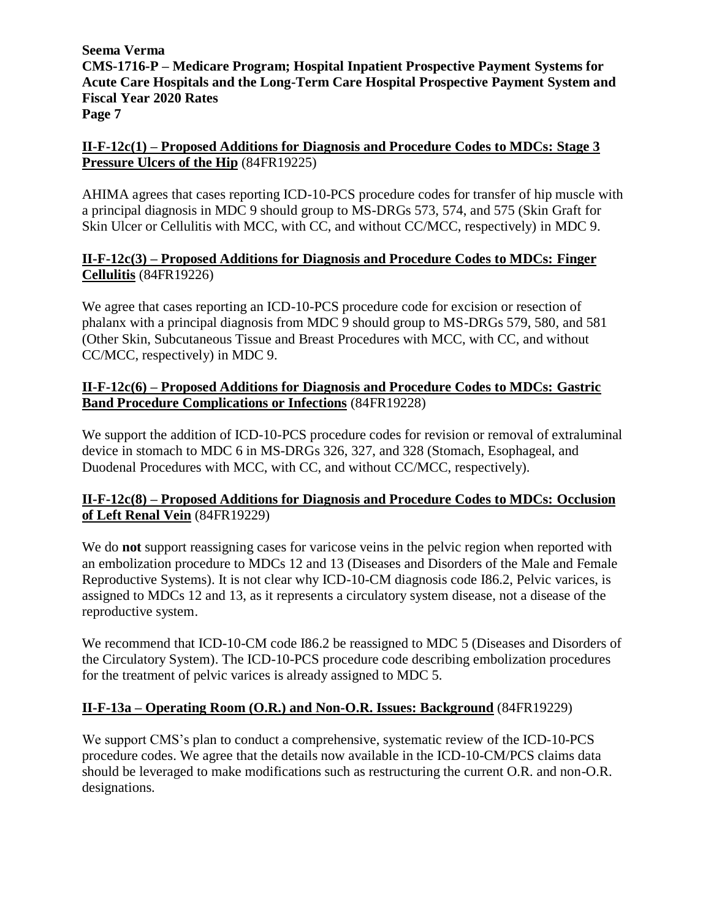**II-F-12c(1) – Proposed Additions for Diagnosis and Procedure Codes to MDCs: Stage 3 Pressure Ulcers of the Hip** (84FR19225)

AHIMA agrees that cases reporting ICD-10-PCS procedure codes for transfer of hip muscle with a principal diagnosis in MDC 9 should group to MS-DRGs 573, 574, and 575 (Skin Graft for Skin Ulcer or Cellulitis with MCC, with CC, and without CC/MCC, respectively) in MDC 9.

**II-F-12c(3) – Proposed Additions for Diagnosis and Procedure Codes to MDCs: Finger Cellulitis** (84FR19226)

We agree that cases reporting an ICD-10-PCS procedure code for excision or resection of phalanx with a principal diagnosis from MDC 9 should group to MS-DRGs 579, 580, and 581 (Other Skin, Subcutaneous Tissue and Breast Procedures with MCC, with CC, and without CC/MCC, respectively) in MDC 9.

**II-F-12c(6) – Proposed Additions for Diagnosis and Procedure Codes to MDCs: Gastric Band Procedure Complications or Infections** (84FR19228)

We support the addition of ICD-10-PCS procedure codes for revision or removal of extraluminal device in stomach to MDC 6 in MS-DRGs 326, 327, and 328 (Stomach, Esophageal, and Duodenal Procedures with MCC, with CC, and without CC/MCC, respectively).

**II-F-12c(8) – Proposed Additions for Diagnosis and Procedure Codes to MDCs: Occlusion of Left Renal Vein** (84FR19229)

We do **not** support reassigning cases for varicose veins in the pelvic region when reported with an embolization procedure to MDCs 12 and 13 (Diseases and Disorders of the Male and Female Reproductive Systems). It is not clear why ICD-10-CM diagnosis code I86.2, Pelvic varices, is assigned to MDCs 12 and 13, as it represents a circulatory system disease, not a disease of the reproductive system.

We recommend that ICD-10-CM code I86.2 be reassigned to MDC 5 (Diseases and Disorders of the Circulatory System). The ICD-10-PCS procedure code describing embolization procedures for the treatment of pelvic varices is already assigned to MDC 5.

**II-F-13a – Operating Room (O.R.) and Non-O.R. Issues: Background** (84FR19229)

We support CMS's plan to conduct a comprehensive, systematic review of the ICD-10-PCS procedure codes. We agree that the details now available in the ICD-10-CM/PCS claims data should be leveraged to make modifications such as restructuring the current O.R. and non-O.R. designations.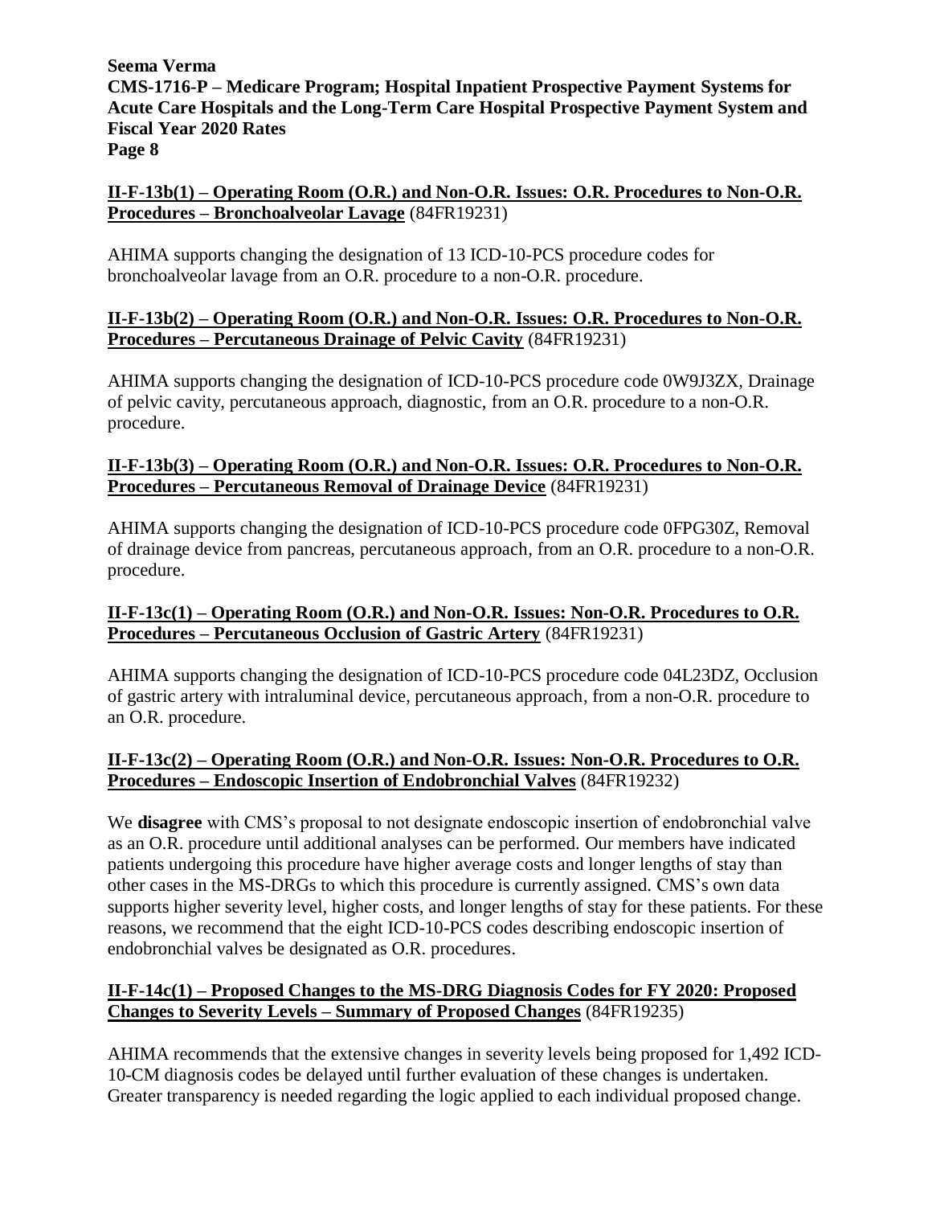**II-F-13b(1) – Operating Room (O.R.) and Non-O.R. Issues: O.R. Procedures to Non-O.R. Procedures – Bronchoalveolar Lavage** (84FR19231)

AHIMA supports changing the designation of 13 ICD-10-PCS procedure codes for bronchoalveolar lavage from an O.R. procedure to a non-O.R. procedure.

**II-F-13b(2) – Operating Room (O.R.) and Non-O.R. Issues: O.R. Procedures to Non-O.R. Procedures – Percutaneous Drainage of Pelvic Cavity** (84FR19231)

AHIMA supports changing the designation of ICD-10-PCS procedure code 0W9J3ZX, Drainage of pelvic cavity, percutaneous approach, diagnostic, from an O.R. procedure to a non-O.R. procedure.

**II-F-13b(3) – Operating Room (O.R.) and Non-O.R. Issues: O.R. Procedures to Non-O.R. Procedures – Percutaneous Removal of Drainage Device** (84FR19231)

AHIMA supports changing the designation of ICD-10-PCS procedure code 0FPG30Z, Removal of drainage device from pancreas, percutaneous approach, from an O.R. procedure to a non-O.R. procedure.

**II-F-13c(1) – Operating Room (O.R.) and Non-O.R. Issues: Non-O.R. Procedures to O.R. Procedures – Percutaneous Occlusion of Gastric Artery** (84FR19231)

AHIMA supports changing the designation of ICD-10-PCS procedure code 04L23DZ, Occlusion of gastric artery with intraluminal device, percutaneous approach, from a non-O.R. procedure to an O.R. procedure.

**II-F-13c(2) – Operating Room (O.R.) and Non-O.R. Issues: Non-O.R. Procedures to O.R. Procedures – Endoscopic Insertion of Endobronchial Valves** (84FR19232)

We **disagree** with CMS's proposal to not designate endoscopic insertion of endobronchial valve as an O.R. procedure until additional analyses can be performed. Our members have indicated patients undergoing this procedure have higher average costs and longer lengths of stay than other cases in the MS-DRGs to which this procedure is currently assigned. CMS's own data supports higher severity level, higher costs, and longer lengths of stay for these patients. For these reasons, we recommend that the eight ICD-10-PCS codes describing endoscopic insertion of endobronchial valves be designated as O.R. procedures.

**II-F-14c(1) – Proposed Changes to the MS-DRG Diagnosis Codes for FY 2020: Proposed Changes to Severity Levels – Summary of Proposed Changes** (84FR19235)

AHIMA recommends that the extensive changes in severity levels being proposed for 1,492 ICD-10-CM diagnosis codes be delayed until further evaluation of these changes is undertaken. Greater transparency is needed regarding the logic applied to each individual proposed change.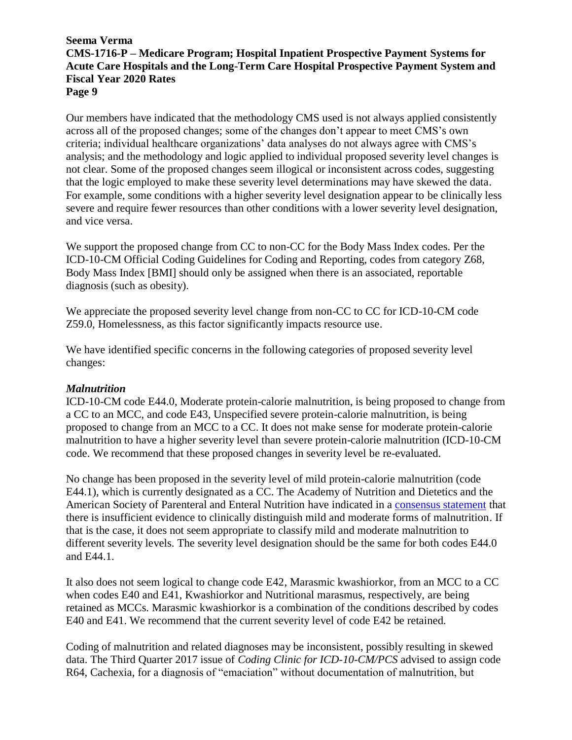Our members have indicated that the methodology CMS used is not always applied consistently across all of the proposed changes; some of the changes don't appear to meet CMS's own criteria; individual healthcare organizations' data analyses do not always agree with CMS's analysis; and the methodology and logic applied to individual proposed severity level changes is not clear. Some of the proposed changes seem illogical or inconsistent across codes, suggesting that the logic employed to make these severity level determinations may have skewed the data. For example, some conditions with a higher severity level designation appear to be clinically less severe and require fewer resources than other conditions with a lower severity level designation, and vice versa.

We support the proposed change from CC to non-CC for the Body Mass Index codes. Per the ICD-10-CM Official Coding Guidelines for Coding and Reporting, codes from category Z68, Body Mass Index [BMI] should only be assigned when there is an associated, reportable diagnosis (such as obesity).

We appreciate the proposed severity level change from non-CC to CC for ICD-10-CM code Z59.0, Homelessness, as this factor significantly impacts resource use.

We have identified specific concerns in the following categories of proposed severity level changes:

***Malnutrition***

ICD-10-CM code E44.0, Moderate protein-calorie malnutrition, is being proposed to change from a CC to an MCC, and code E43, Unspecified severe protein-calorie malnutrition, is being proposed to change from an MCC to a CC. It does not make sense for moderate protein-calorie malnutrition to have a higher severity level than severe protein-calorie malnutrition (ICD-10-CM code. We recommend that these proposed changes in severity level be re-evaluated.

No change has been proposed in the severity level of mild protein-calorie malnutrition (code E44.1), which is currently designated as a CC. The Academy of Nutrition and Dietetics and the American Society of Parenteral and Enteral Nutrition have indicated in a consensus statement that there is insufficient evidence to clinically distinguish mild and moderate forms of malnutrition. If that is the case, it does not seem appropriate to classify mild and moderate malnutrition to different severity levels. The severity level designation should be the same for both codes E44.0 and E44.1.

It also does not seem logical to change code E42, Marasmic kwashiorkor, from an MCC to a CC when codes E40 and E41, Kwashiorkor and Nutritional marasmus, respectively, are being retained as MCCs. Marasmic kwashiorkor is a combination of the conditions described by codes E40 and E41. We recommend that the current severity level of code E42 be retained.

Coding of malnutrition and related diagnoses may be inconsistent, possibly resulting in skewed data. The Third Quarter 2017 issue of *Coding Clinic for ICD-10-CM/PCS* advised to assign code R64, Cachexia, for a diagnosis of "emaciation" without documentation of malnutrition, but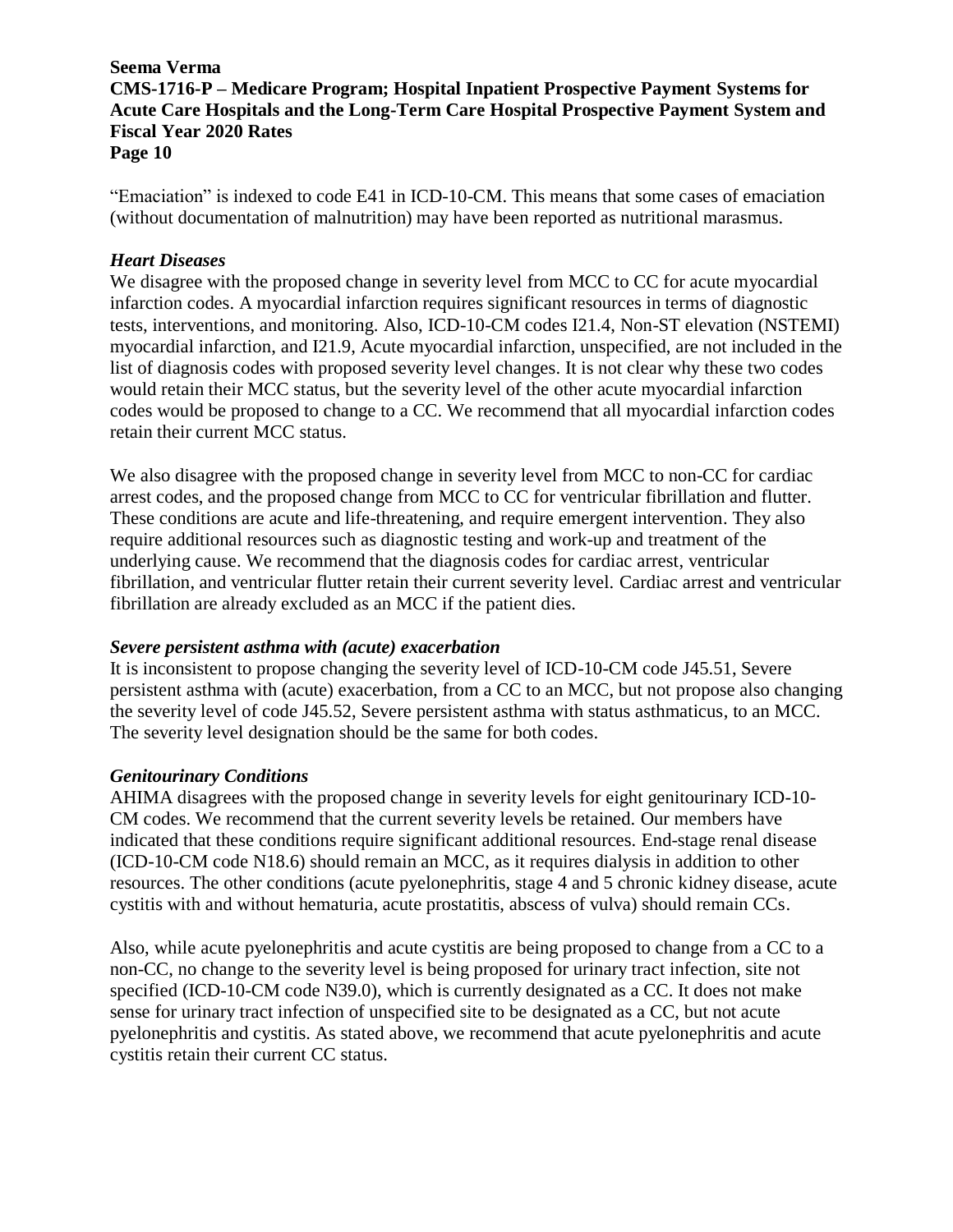"Emaciation" is indexed to code E41 in ICD-10-CM. This means that some cases of emaciation (without documentation of malnutrition) may have been reported as nutritional marasmus.

### *Heart Diseases*

We disagree with the proposed change in severity level from MCC to CC for acute myocardial infarction codes. A myocardial infarction requires significant resources in terms of diagnostic tests, interventions, and monitoring. Also, ICD-10-CM codes I21.4, Non-ST elevation (NSTEMI) myocardial infarction, and I21.9, Acute myocardial infarction, unspecified, are not included in the list of diagnosis codes with proposed severity level changes. It is not clear why these two codes would retain their MCC status, but the severity level of the other acute myocardial infarction codes would be proposed to change to a CC. We recommend that all myocardial infarction codes retain their current MCC status.

We also disagree with the proposed change in severity level from MCC to non-CC for cardiac arrest codes, and the proposed change from MCC to CC for ventricular fibrillation and flutter. These conditions are acute and life-threatening, and require emergent intervention. They also require additional resources such as diagnostic testing and work-up and treatment of the underlying cause. We recommend that the diagnosis codes for cardiac arrest, ventricular fibrillation, and ventricular flutter retain their current severity level. Cardiac arrest and ventricular fibrillation are already excluded as an MCC if the patient dies.

### *Severe persistent asthma with (acute) exacerbation*

It is inconsistent to propose changing the severity level of ICD-10-CM code J45.51, Severe persistent asthma with (acute) exacerbation, from a CC to an MCC, but not propose also changing the severity level of code J45.52, Severe persistent asthma with status asthmaticus, to an MCC. The severity level designation should be the same for both codes.

### *Genitourinary Conditions*

AHIMA disagrees with the proposed change in severity levels for eight genitourinary ICD-10-CM codes. We recommend that the current severity levels be retained. Our members have indicated that these conditions require significant additional resources. End-stage renal disease (ICD-10-CM code N18.6) should remain an MCC, as it requires dialysis in addition to other resources. The other conditions (acute pyelonephritis, stage 4 and 5 chronic kidney disease, acute cystitis with and without hematuria, acute prostatitis, abscess of vulva) should remain CCs.

Also, while acute pyelonephritis and acute cystitis are being proposed to change from a CC to a non-CC, no change to the severity level is being proposed for urinary tract infection, site not specified (ICD-10-CM code N39.0), which is currently designated as a CC. It does not make sense for urinary tract infection of unspecified site to be designated as a CC, but not acute pyelonephritis and cystitis. As stated above, we recommend that acute pyelonephritis and acute cystitis retain their current CC status.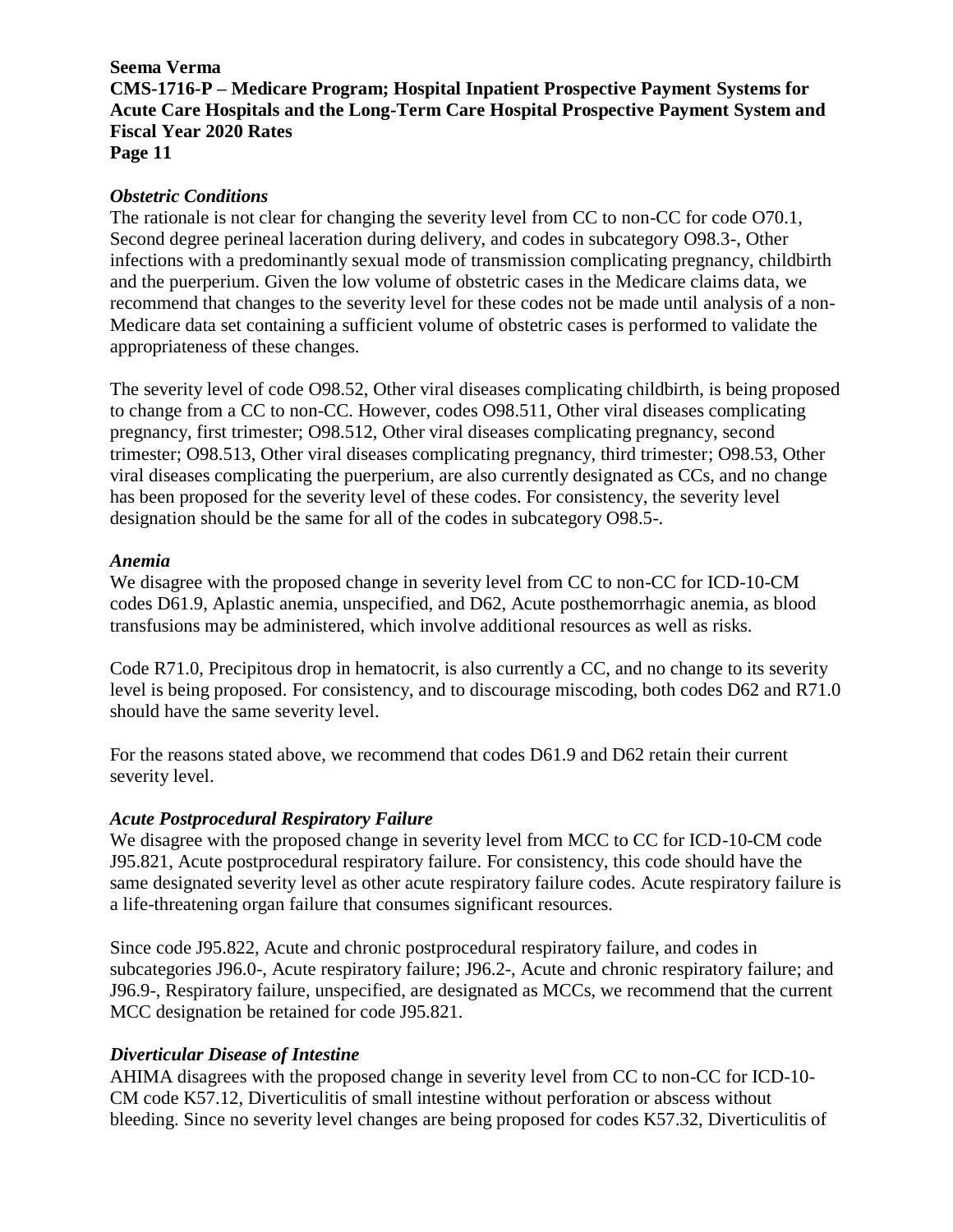### *Obstetric Conditions*

The rationale is not clear for changing the severity level from CC to non-CC for code O70.1, Second degree perineal laceration during delivery, and codes in subcategory O98.3-, Other infections with a predominantly sexual mode of transmission complicating pregnancy, childbirth and the puerperium. Given the low volume of obstetric cases in the Medicare claims data, we recommend that changes to the severity level for these codes not be made until analysis of a non-Medicare data set containing a sufficient volume of obstetric cases is performed to validate the appropriateness of these changes.

The severity level of code O98.52, Other viral diseases complicating childbirth, is being proposed to change from a CC to non-CC. However, codes O98.511, Other viral diseases complicating pregnancy, first trimester; O98.512, Other viral diseases complicating pregnancy, second trimester; O98.513, Other viral diseases complicating pregnancy, third trimester; O98.53, Other viral diseases complicating the puerperium, are also currently designated as CCs, and no change has been proposed for the severity level of these codes. For consistency, the severity level designation should be the same for all of the codes in subcategory O98.5-.

### *Anemia*

We disagree with the proposed change in severity level from CC to non-CC for ICD-10-CM codes D61.9, Aplastic anemia, unspecified, and D62, Acute posthemorrhagic anemia, as blood transfusions may be administered, which involve additional resources as well as risks.

Code R71.0, Precipitous drop in hematocrit, is also currently a CC, and no change to its severity level is being proposed. For consistency, and to discourage miscoding, both codes D62 and R71.0 should have the same severity level.

For the reasons stated above, we recommend that codes D61.9 and D62 retain their current severity level.

### *Acute Postprocedural Respiratory Failure*

We disagree with the proposed change in severity level from MCC to CC for ICD-10-CM code J95.821, Acute postprocedural respiratory failure. For consistency, this code should have the same designated severity level as other acute respiratory failure codes. Acute respiratory failure is a life-threatening organ failure that consumes significant resources.

Since code J95.822, Acute and chronic postprocedural respiratory failure, and codes in subcategories J96.0-, Acute respiratory failure; J96.2-, Acute and chronic respiratory failure; and J96.9-, Respiratory failure, unspecified, are designated as MCCs, we recommend that the current MCC designation be retained for code J95.821.

### *Diverticular Disease of Intestine*

AHIMA disagrees with the proposed change in severity level from CC to non-CC for ICD-10-CM code K57.12, Diverticulitis of small intestine without perforation or abscess without bleeding. Since no severity level changes are being proposed for codes K57.32, Diverticulitis of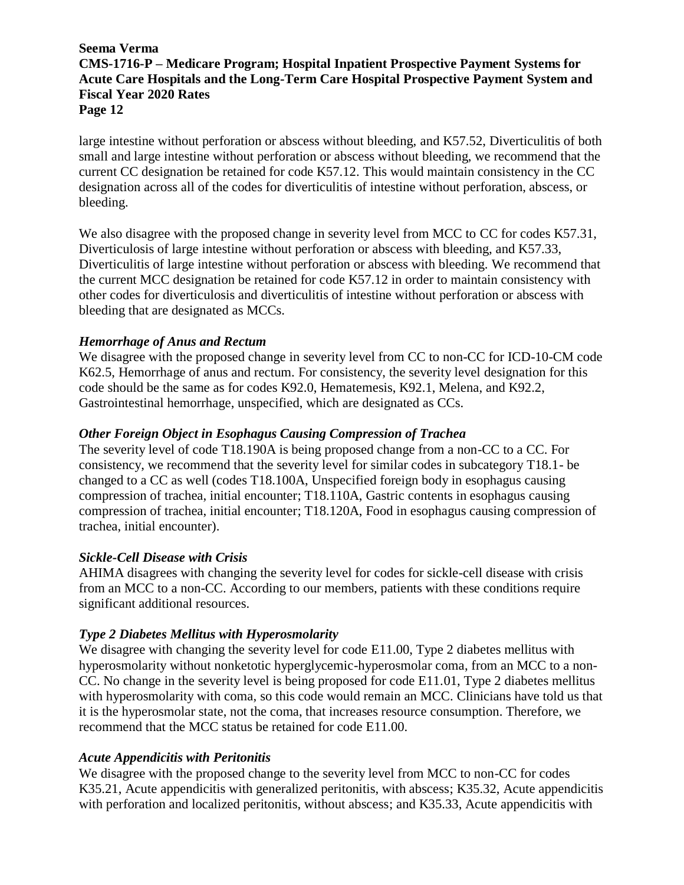large intestine without perforation or abscess without bleeding, and K57.52, Diverticulitis of both small and large intestine without perforation or abscess without bleeding, we recommend that the current CC designation be retained for code K57.12. This would maintain consistency in the CC designation across all of the codes for diverticulitis of intestine without perforation, abscess, or bleeding.

We also disagree with the proposed change in severity level from MCC to CC for codes K57.31, Diverticulosis of large intestine without perforation or abscess with bleeding, and K57.33, Diverticulitis of large intestine without perforation or abscess with bleeding. We recommend that the current MCC designation be retained for code K57.12 in order to maintain consistency with other codes for diverticulosis and diverticulitis of intestine without perforation or abscess with bleeding that are designated as MCCs.

***Hemorrhage of Anus and Rectum***

We disagree with the proposed change in severity level from CC to non-CC for ICD-10-CM code K62.5, Hemorrhage of anus and rectum. For consistency, the severity level designation for this code should be the same as for codes K92.0, Hematemesis, K92.1, Melena, and K92.2, Gastrointestinal hemorrhage, unspecified, which are designated as CCs.

***Other Foreign Object in Esophagus Causing Compression of Trachea***

The severity level of code T18.190A is being proposed change from a non-CC to a CC. For consistency, we recommend that the severity level for similar codes in subcategory T18.1- be changed to a CC as well (codes T18.100A, Unspecified foreign body in esophagus causing compression of trachea, initial encounter; T18.110A, Gastric contents in esophagus causing compression of trachea, initial encounter; T18.120A, Food in esophagus causing compression of trachea, initial encounter).

***Sickle-Cell Disease with Crisis***

AHIMA disagrees with changing the severity level for codes for sickle-cell disease with crisis from an MCC to a non-CC. According to our members, patients with these conditions require significant additional resources.

***Type 2 Diabetes Mellitus with Hyperosmolarity***

We disagree with changing the severity level for code E11.00, Type 2 diabetes mellitus with hyperosmolarity without nonketotic hyperglycemic-hyperosmolar coma, from an MCC to a non-CC. No change in the severity level is being proposed for code E11.01, Type 2 diabetes mellitus with hyperosmolarity with coma, so this code would remain an MCC. Clinicians have told us that it is the hyperosmolar state, not the coma, that increases resource consumption. Therefore, we recommend that the MCC status be retained for code E11.00.

***Acute Appendicitis with Peritonitis***

We disagree with the proposed change to the severity level from MCC to non-CC for codes K35.21, Acute appendicitis with generalized peritonitis, with abscess; K35.32, Acute appendicitis with perforation and localized peritonitis, without abscess; and K35.33, Acute appendicitis with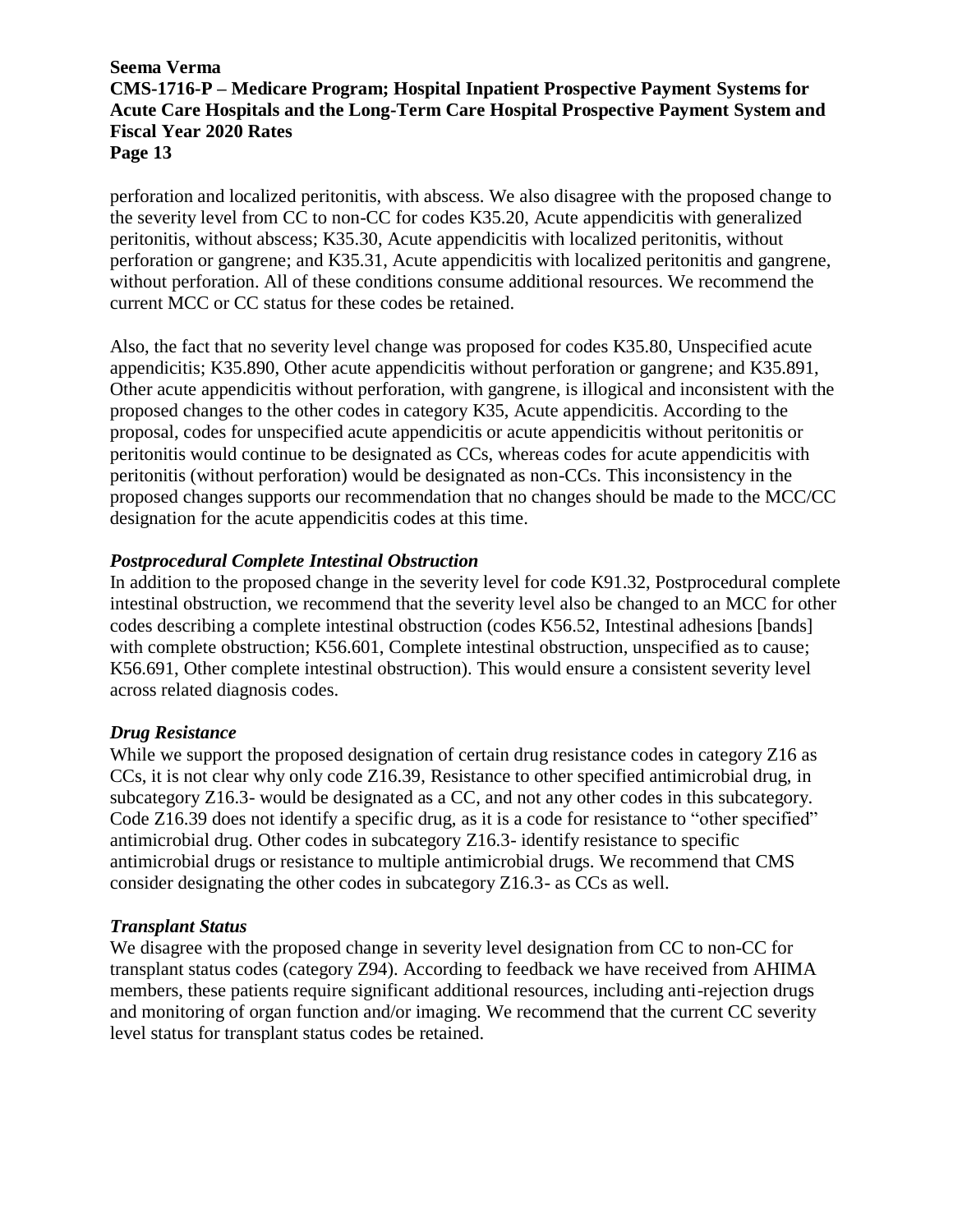perforation and localized peritonitis, with abscess. We also disagree with the proposed change to the severity level from CC to non-CC for codes K35.20, Acute appendicitis with generalized peritonitis, without abscess; K35.30, Acute appendicitis with localized peritonitis, without perforation or gangrene; and K35.31, Acute appendicitis with localized peritonitis and gangrene, without perforation. All of these conditions consume additional resources. We recommend the current MCC or CC status for these codes be retained.

Also, the fact that no severity level change was proposed for codes K35.80, Unspecified acute appendicitis; K35.890, Other acute appendicitis without perforation or gangrene; and K35.891, Other acute appendicitis without perforation, with gangrene, is illogical and inconsistent with the proposed changes to the other codes in category K35, Acute appendicitis. According to the proposal, codes for unspecified acute appendicitis or acute appendicitis without peritonitis or peritonitis would continue to be designated as CCs, whereas codes for acute appendicitis with peritonitis (without perforation) would be designated as non-CCs. This inconsistency in the proposed changes supports our recommendation that no changes should be made to the MCC/CC designation for the acute appendicitis codes at this time.

### *Postprocedural Complete Intestinal Obstruction*

In addition to the proposed change in the severity level for code K91.32, Postprocedural complete intestinal obstruction, we recommend that the severity level also be changed to an MCC for other codes describing a complete intestinal obstruction (codes K56.52, Intestinal adhesions [bands] with complete obstruction; K56.601, Complete intestinal obstruction, unspecified as to cause; K56.691, Other complete intestinal obstruction). This would ensure a consistent severity level across related diagnosis codes.

### *Drug Resistance*

While we support the proposed designation of certain drug resistance codes in category Z16 as CCs, it is not clear why only code Z16.39, Resistance to other specified antimicrobial drug, in subcategory Z16.3- would be designated as a CC, and not any other codes in this subcategory. Code Z16.39 does not identify a specific drug, as it is a code for resistance to "other specified" antimicrobial drug. Other codes in subcategory Z16.3- identify resistance to specific antimicrobial drugs or resistance to multiple antimicrobial drugs. We recommend that CMS consider designating the other codes in subcategory Z16.3- as CCs as well.

### *Transplant Status*

We disagree with the proposed change in severity level designation from CC to non-CC for transplant status codes (category Z94). According to feedback we have received from AHIMA members, these patients require significant additional resources, including anti-rejection drugs and monitoring of organ function and/or imaging. We recommend that the current CC severity level status for transplant status codes be retained.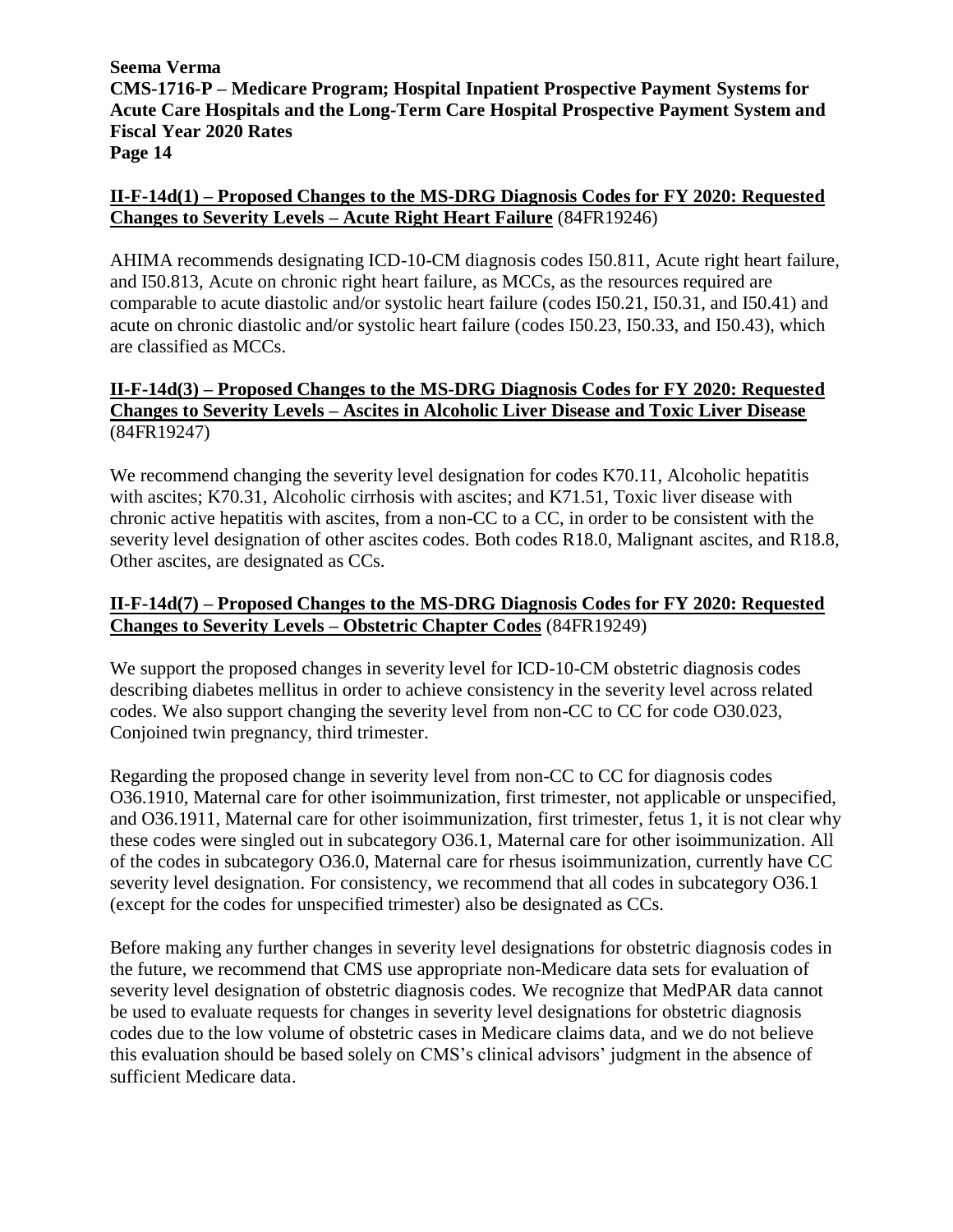**II-F-14d(1) – Proposed Changes to the MS-DRG Diagnosis Codes for FY 2020: Requested Changes to Severity Levels – Acute Right Heart Failure** (84FR19246)

AHIMA recommends designating ICD-10-CM diagnosis codes I50.811, Acute right heart failure, and I50.813, Acute on chronic right heart failure, as MCCs, as the resources required are comparable to acute diastolic and/or systolic heart failure (codes I50.21, I50.31, and I50.41) and acute on chronic diastolic and/or systolic heart failure (codes I50.23, I50.33, and I50.43), which are classified as MCCs.

**II-F-14d(3) – Proposed Changes to the MS-DRG Diagnosis Codes for FY 2020: Requested Changes to Severity Levels – Ascites in Alcoholic Liver Disease and Toxic Liver Disease** (84FR19247)

We recommend changing the severity level designation for codes K70.11, Alcoholic hepatitis with ascites; K70.31, Alcoholic cirrhosis with ascites; and K71.51, Toxic liver disease with chronic active hepatitis with ascites, from a non-CC to a CC, in order to be consistent with the severity level designation of other ascites codes. Both codes R18.0, Malignant ascites, and R18.8, Other ascites, are designated as CCs.

**II-F-14d(7) – Proposed Changes to the MS-DRG Diagnosis Codes for FY 2020: Requested Changes to Severity Levels – Obstetric Chapter Codes** (84FR19249)

We support the proposed changes in severity level for ICD-10-CM obstetric diagnosis codes describing diabetes mellitus in order to achieve consistency in the severity level across related codes. We also support changing the severity level from non-CC to CC for code O30.023, Conjoined twin pregnancy, third trimester.

Regarding the proposed change in severity level from non-CC to CC for diagnosis codes O36.1910, Maternal care for other isoimmunization, first trimester, not applicable or unspecified, and O36.1911, Maternal care for other isoimmunization, first trimester, fetus 1, it is not clear why these codes were singled out in subcategory O36.1, Maternal care for other isoimmunization. All of the codes in subcategory O36.0, Maternal care for rhesus isoimmunization, currently have CC severity level designation. For consistency, we recommend that all codes in subcategory O36.1 (except for the codes for unspecified trimester) also be designated as CCs.

Before making any further changes in severity level designations for obstetric diagnosis codes in the future, we recommend that CMS use appropriate non-Medicare data sets for evaluation of severity level designation of obstetric diagnosis codes. We recognize that MedPAR data cannot be used to evaluate requests for changes in severity level designations for obstetric diagnosis codes due to the low volume of obstetric cases in Medicare claims data, and we do not believe this evaluation should be based solely on CMS's clinical advisors' judgment in the absence of sufficient Medicare data.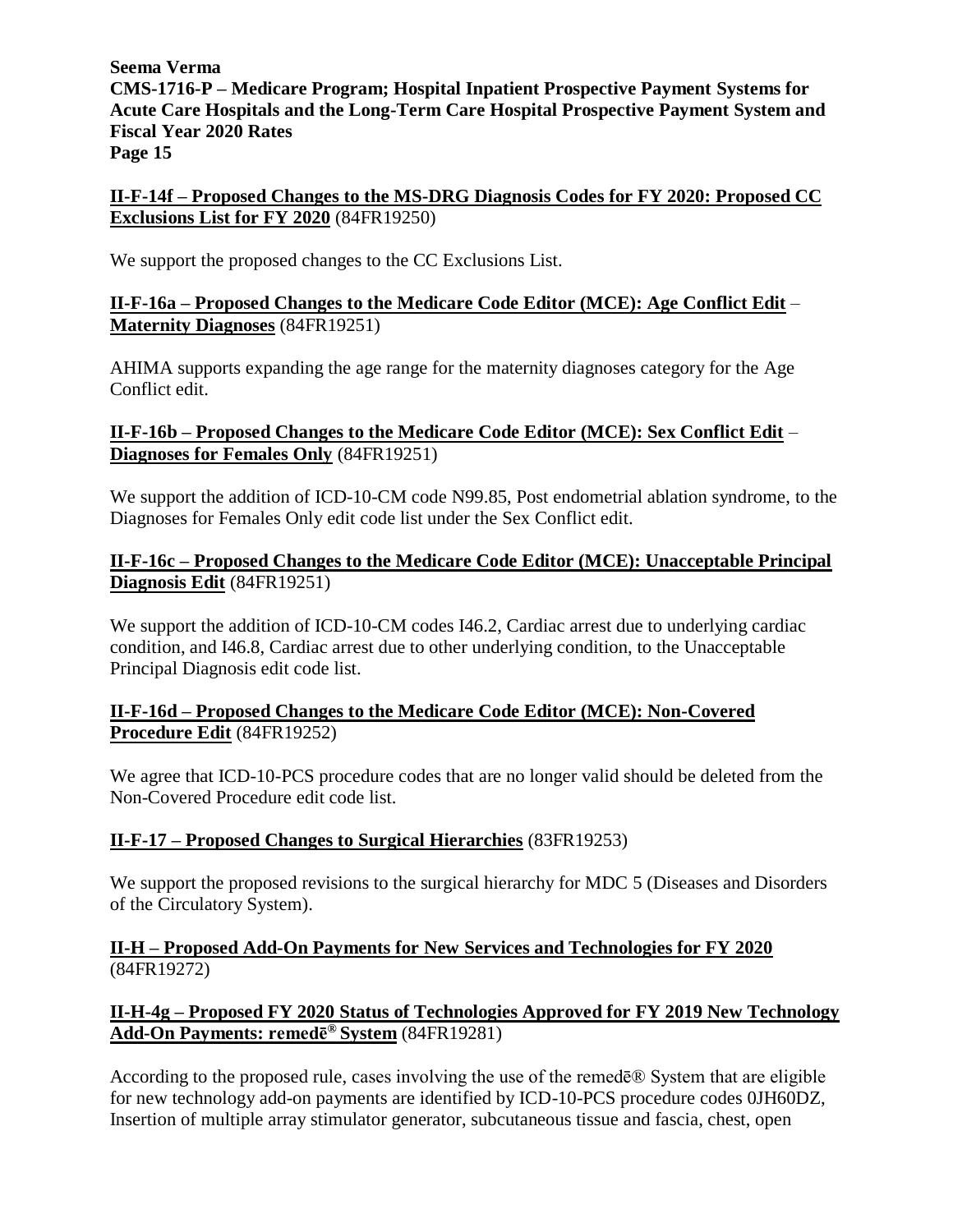**II-F-14f – Proposed Changes to the MS-DRG Diagnosis Codes for FY 2020: Proposed CC Exclusions List for FY 2020** (84FR19250)

We support the proposed changes to the CC Exclusions List.

**II-F-16a – Proposed Changes to the Medicare Code Editor (MCE): Age Conflict Edit – Maternity Diagnoses** (84FR19251)

AHIMA supports expanding the age range for the maternity diagnoses category for the Age Conflict edit.

**II-F-16b – Proposed Changes to the Medicare Code Editor (MCE): Sex Conflict Edit – Diagnoses for Females Only** (84FR19251)

We support the addition of ICD-10-CM code N99.85, Post endometrial ablation syndrome, to the Diagnoses for Females Only edit code list under the Sex Conflict edit.

**II-F-16c – Proposed Changes to the Medicare Code Editor (MCE): Unacceptable Principal Diagnosis Edit** (84FR19251)

We support the addition of ICD-10-CM codes I46.2, Cardiac arrest due to underlying cardiac condition, and I46.8, Cardiac arrest due to other underlying condition, to the Unacceptable Principal Diagnosis edit code list.

**II-F-16d – Proposed Changes to the Medicare Code Editor (MCE): Non-Covered Procedure Edit** (84FR19252)

We agree that ICD-10-PCS procedure codes that are no longer valid should be deleted from the Non-Covered Procedure edit code list.

**II-F-17 – Proposed Changes to Surgical Hierarchies** (83FR19253)

We support the proposed revisions to the surgical hierarchy for MDC 5 (Diseases and Disorders of the Circulatory System).

**II-H – Proposed Add-On Payments for New Services and Technologies for FY 2020** (84FR19272)

**II-H-4g – Proposed FY 2020 Status of Technologies Approved for FY 2019 New Technology Add-On Payments: remedē® System** (84FR19281)

According to the proposed rule, cases involving the use of the remedē® System that are eligible for new technology add-on payments are identified by ICD-10-PCS procedure codes 0JH60DZ, Insertion of multiple array stimulator generator, subcutaneous tissue and fascia, chest, open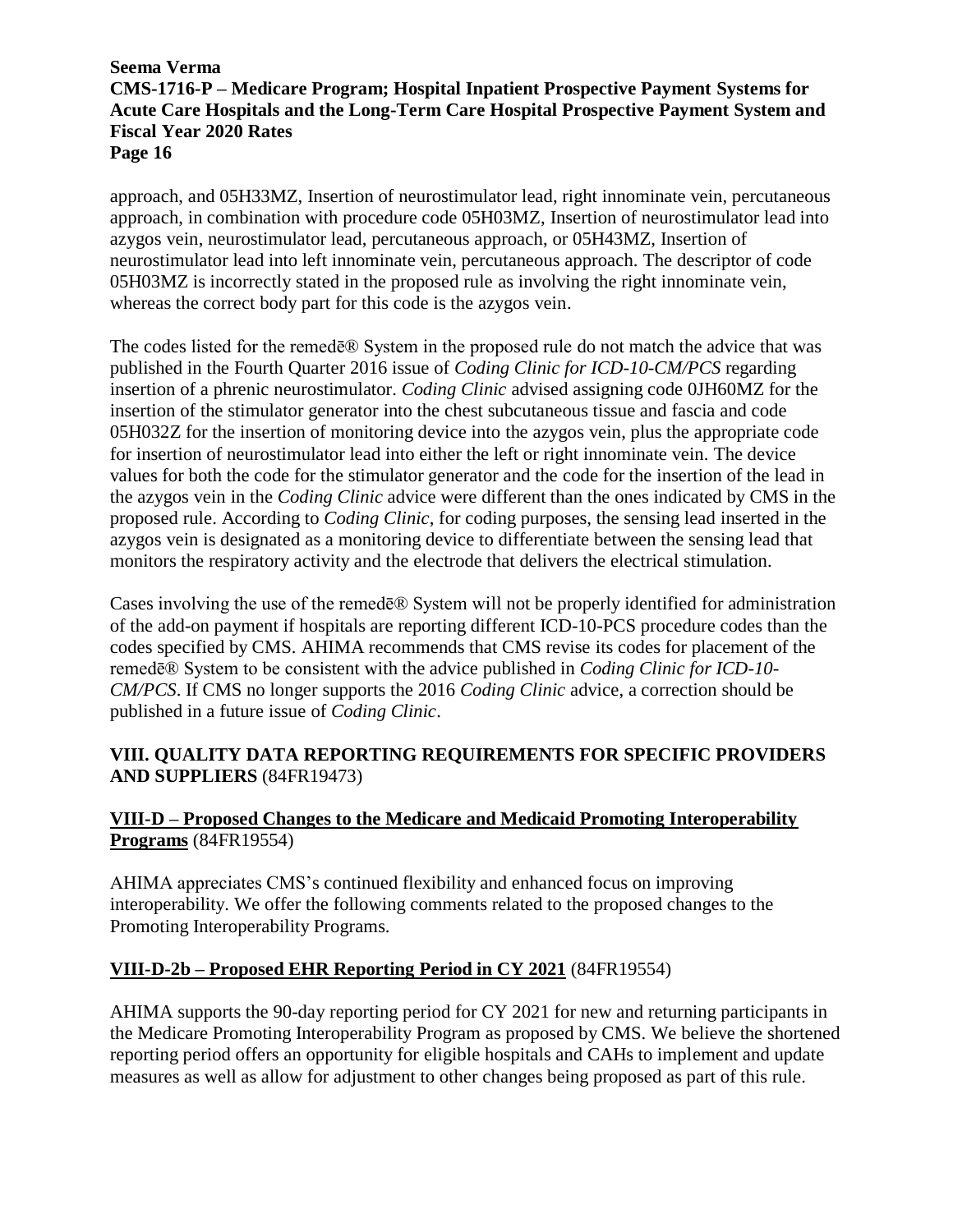approach, and 05H33MZ, Insertion of neurostimulator lead, right innominate vein, percutaneous approach, in combination with procedure code 05H03MZ, Insertion of neurostimulator lead into azygos vein, neurostimulator lead, percutaneous approach, or 05H43MZ, Insertion of neurostimulator lead into left innominate vein, percutaneous approach. The descriptor of code 05H03MZ is incorrectly stated in the proposed rule as involving the right innominate vein, whereas the correct body part for this code is the azygos vein.

The codes listed for the remedē® System in the proposed rule do not match the advice that was published in the Fourth Quarter 2016 issue of *Coding Clinic for ICD-10-CM/PCS* regarding insertion of a phrenic neurostimulator. *Coding Clinic* advised assigning code 0JH60MZ for the insertion of the stimulator generator into the chest subcutaneous tissue and fascia and code 05H032Z for the insertion of monitoring device into the azygos vein, plus the appropriate code for insertion of neurostimulator lead into either the left or right innominate vein. The device values for both the code for the stimulator generator and the code for the insertion of the lead in the azygos vein in the *Coding Clinic* advice were different than the ones indicated by CMS in the proposed rule. According to *Coding Clinic*, for coding purposes, the sensing lead inserted in the azygos vein is designated as a monitoring device to differentiate between the sensing lead that monitors the respiratory activity and the electrode that delivers the electrical stimulation.

Cases involving the use of the remedē® System will not be properly identified for administration of the add-on payment if hospitals are reporting different ICD-10-PCS procedure codes than the codes specified by CMS. AHIMA recommends that CMS revise its codes for placement of the remedē® System to be consistent with the advice published in *Coding Clinic for ICD-10-CM/PCS*. If CMS no longer supports the 2016 *Coding Clinic* advice, a correction should be published in a future issue of *Coding Clinic*.

## VIII. QUALITY DATA REPORTING REQUIREMENTS FOR SPECIFIC PROVIDERS AND SUPPLIERS (84FR19473)

### VIII-D – Proposed Changes to the Medicare and Medicaid Promoting Interoperability Programs (84FR19554)

AHIMA appreciates CMS's continued flexibility and enhanced focus on improving interoperability. We offer the following comments related to the proposed changes to the Promoting Interoperability Programs.

### VIII-D-2b – Proposed EHR Reporting Period in CY 2021 (84FR19554)

AHIMA supports the 90-day reporting period for CY 2021 for new and returning participants in the Medicare Promoting Interoperability Program as proposed by CMS. We believe the shortened reporting period offers an opportunity for eligible hospitals and CAHs to implement and update measures as well as allow for adjustment to other changes being proposed as part of this rule.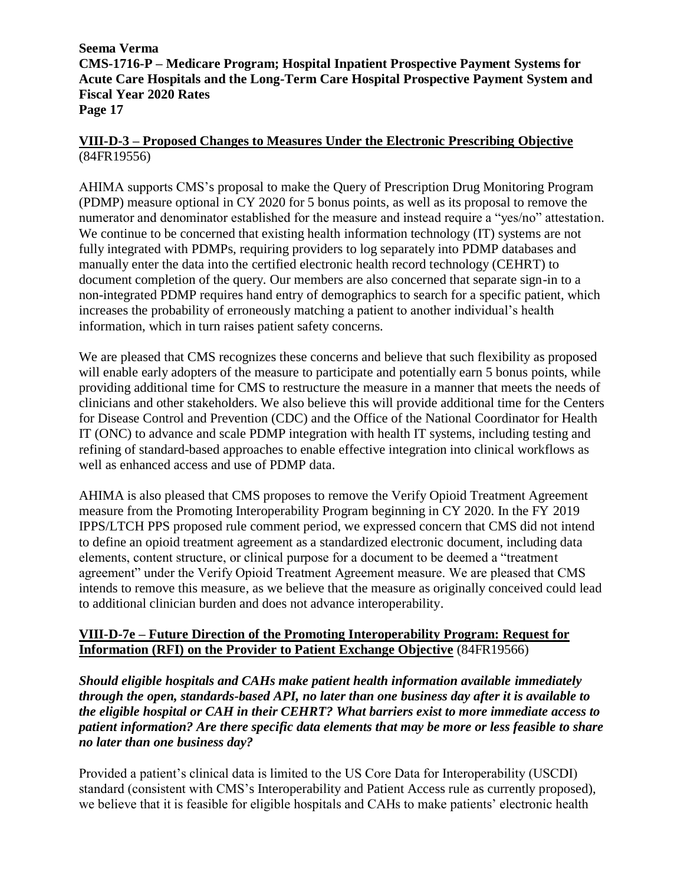**VIII-D-3 – Proposed Changes to Measures Under the Electronic Prescribing Objective** (84FR19556)

AHIMA supports CMS's proposal to make the Query of Prescription Drug Monitoring Program (PDMP) measure optional in CY 2020 for 5 bonus points, as well as its proposal to remove the numerator and denominator established for the measure and instead require a "yes/no" attestation. We continue to be concerned that existing health information technology (IT) systems are not fully integrated with PDMPs, requiring providers to log separately into PDMP databases and manually enter the data into the certified electronic health record technology (CEHRT) to document completion of the query. Our members are also concerned that separate sign-in to a non-integrated PDMP requires hand entry of demographics to search for a specific patient, which increases the probability of erroneously matching a patient to another individual's health information, which in turn raises patient safety concerns.

We are pleased that CMS recognizes these concerns and believe that such flexibility as proposed will enable early adopters of the measure to participate and potentially earn 5 bonus points, while providing additional time for CMS to restructure the measure in a manner that meets the needs of clinicians and other stakeholders. We also believe this will provide additional time for the Centers for Disease Control and Prevention (CDC) and the Office of the National Coordinator for Health IT (ONC) to advance and scale PDMP integration with health IT systems, including testing and refining of standard-based approaches to enable effective integration into clinical workflows as well as enhanced access and use of PDMP data.

AHIMA is also pleased that CMS proposes to remove the Verify Opioid Treatment Agreement measure from the Promoting Interoperability Program beginning in CY 2020. In the FY 2019 IPPS/LTCH PPS proposed rule comment period, we expressed concern that CMS did not intend to define an opioid treatment agreement as a standardized electronic document, including data elements, content structure, or clinical purpose for a document to be deemed a "treatment agreement" under the Verify Opioid Treatment Agreement measure. We are pleased that CMS intends to remove this measure, as we believe that the measure as originally conceived could lead to additional clinician burden and does not advance interoperability.

**VIII-D-7e – Future Direction of the Promoting Interoperability Program: Request for Information (RFI) on the Provider to Patient Exchange Objective** (84FR19566)

***Should eligible hospitals and CAHs make patient health information available immediately through the open, standards-based API, no later than one business day after it is available to the eligible hospital or CAH in their CEHRT? What barriers exist to more immediate access to patient information? Are there specific data elements that may be more or less feasible to share no later than one business day?***

Provided a patient's clinical data is limited to the US Core Data for Interoperability (USCDI) standard (consistent with CMS's Interoperability and Patient Access rule as currently proposed), we believe that it is feasible for eligible hospitals and CAHs to make patients' electronic health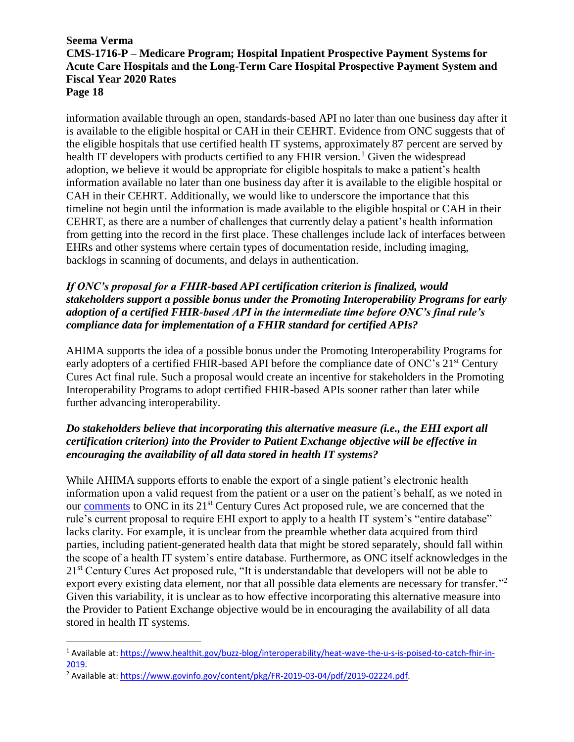information available through an open, standards-based API no later than one business day after it is available to the eligible hospital or CAH in their CEHRT. Evidence from ONC suggests that of the eligible hospitals that use certified health IT systems, approximately 87 percent are served by health IT developers with products certified to any FHIR version.[1] Given the widespread adoption, we believe it would be appropriate for eligible hospitals to make a patient's health information available no later than one business day after it is available to the eligible hospital or CAH in their CEHRT. Additionally, we would like to underscore the importance that this timeline not begin until the information is made available to the eligible hospital or CAH in their CEHRT, as there are a number of challenges that currently delay a patient's health information from getting into the record in the first place. These challenges include lack of interfaces between EHRs and other systems where certain types of documentation reside, including imaging, backlogs in scanning of documents, and delays in authentication.

***If ONC's proposal for a FHIR-based API certification criterion is finalized, would stakeholders support a possible bonus under the Promoting Interoperability Programs for early adoption of a certified FHIR-based API in the intermediate time before ONC's final rule's compliance data for implementation of a FHIR standard for certified APIs?***

AHIMA supports the idea of a possible bonus under the Promoting Interoperability Programs for early adopters of a certified FHIR-based API before the compliance date of ONC's 21st Century Cures Act final rule. Such a proposal would create an incentive for stakeholders in the Promoting Interoperability Programs to adopt certified FHIR-based APIs sooner rather than later while further advancing interoperability.

***Do stakeholders believe that incorporating this alternative measure (i.e., the EHI export all certification criterion) into the Provider to Patient Exchange objective will be effective in encouraging the availability of all data stored in health IT systems?***

While AHIMA supports efforts to enable the export of a single patient's electronic health information upon a valid request from the patient or a user on the patient's behalf, as we noted in our comments to ONC in its 21st Century Cures Act proposed rule, we are concerned that the rule's current proposal to require EHI export to apply to a health IT system's "entire database" lacks clarity. For example, it is unclear from the preamble whether data acquired from third parties, including patient-generated health data that might be stored separately, should fall within the scope of a health IT system's entire database. Furthermore, as ONC itself acknowledges in the 21st Century Cures Act proposed rule, "It is understandable that developers will not be able to export every existing data element, nor that all possible data elements are necessary for transfer."[2] Given this variability, it is unclear as to how effective incorporating this alternative measure into the Provider to Patient Exchange objective would be in encouraging the availability of all data stored in health IT systems.

---

[1] Available at: https://www.healthit.gov/buzz-blog/interoperability/heat-wave-the-u-s-is-poised-to-catch-fhir-in-2019.

[2] Available at: https://www.govinfo.gov/content/pkg/FR-2019-03-04/pdf/2019-02224.pdf.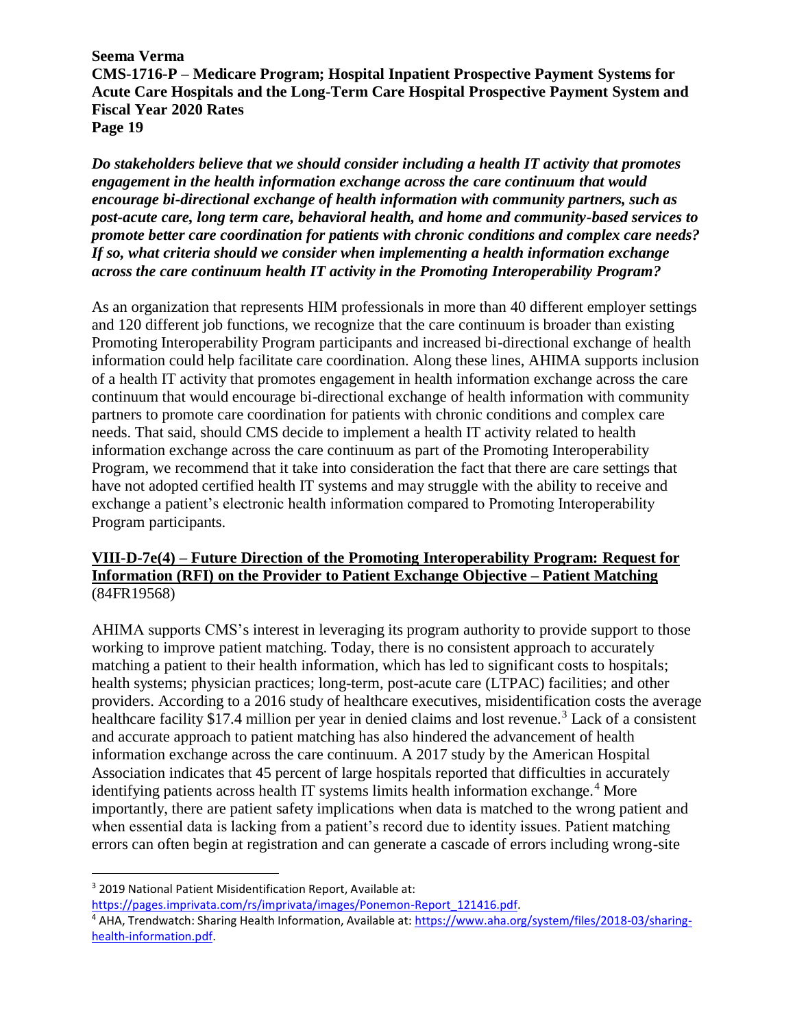***Do stakeholders believe that we should consider including a health IT activity that promotes engagement in the health information exchange across the care continuum that would encourage bi-directional exchange of health information with community partners, such as post-acute care, long term care, behavioral health, and home and community-based services to promote better care coordination for patients with chronic conditions and complex care needs? If so, what criteria should we consider when implementing a health information exchange across the care continuum health IT activity in the Promoting Interoperability Program?***

As an organization that represents HIM professionals in more than 40 different employer settings and 120 different job functions, we recognize that the care continuum is broader than existing Promoting Interoperability Program participants and increased bi-directional exchange of health information could help facilitate care coordination. Along these lines, AHIMA supports inclusion of a health IT activity that promotes engagement in health information exchange across the care continuum that would encourage bi-directional exchange of health information with community partners to promote care coordination for patients with chronic conditions and complex care needs. That said, should CMS decide to implement a health IT activity related to health information exchange across the care continuum as part of the Promoting Interoperability Program, we recommend that it take into consideration the fact that there are care settings that have not adopted certified health IT systems and may struggle with the ability to receive and exchange a patient's electronic health information compared to Promoting Interoperability Program participants.

**VIII-D-7e(4) – Future Direction of the Promoting Interoperability Program: Request for Information (RFI) on the Provider to Patient Exchange Objective – Patient Matching** (84FR19568)

AHIMA supports CMS's interest in leveraging its program authority to provide support to those working to improve patient matching. Today, there is no consistent approach to accurately matching a patient to their health information, which has led to significant costs to hospitals; health systems; physician practices; long-term, post-acute care (LTPAC) facilities; and other providers. According to a 2016 study of healthcare executives, misidentification costs the average healthcare facility $17.4 million per year in denied claims and lost revenue.[3] Lack of a consistent and accurate approach to patient matching has also hindered the advancement of health information exchange across the care continuum. A 2017 study by the American Hospital Association indicates that 45 percent of large hospitals reported that difficulties in accurately identifying patients across health IT systems limits health information exchange.[4] More importantly, there are patient safety implications when data is matched to the wrong patient and when essential data is lacking from a patient's record due to identity issues. Patient matching errors can often begin at registration and can generate a cascade of errors including wrong-site

---

[3] 2019 National Patient Misidentification Report, Available at: https://pages.imprivata.com/rs/imprivata/images/Ponemon-Report_121416.pdf.

[4] AHA, Trendwatch: Sharing Health Information, Available at: https://www.aha.org/system/files/2018-03/sharing-health-information.pdf.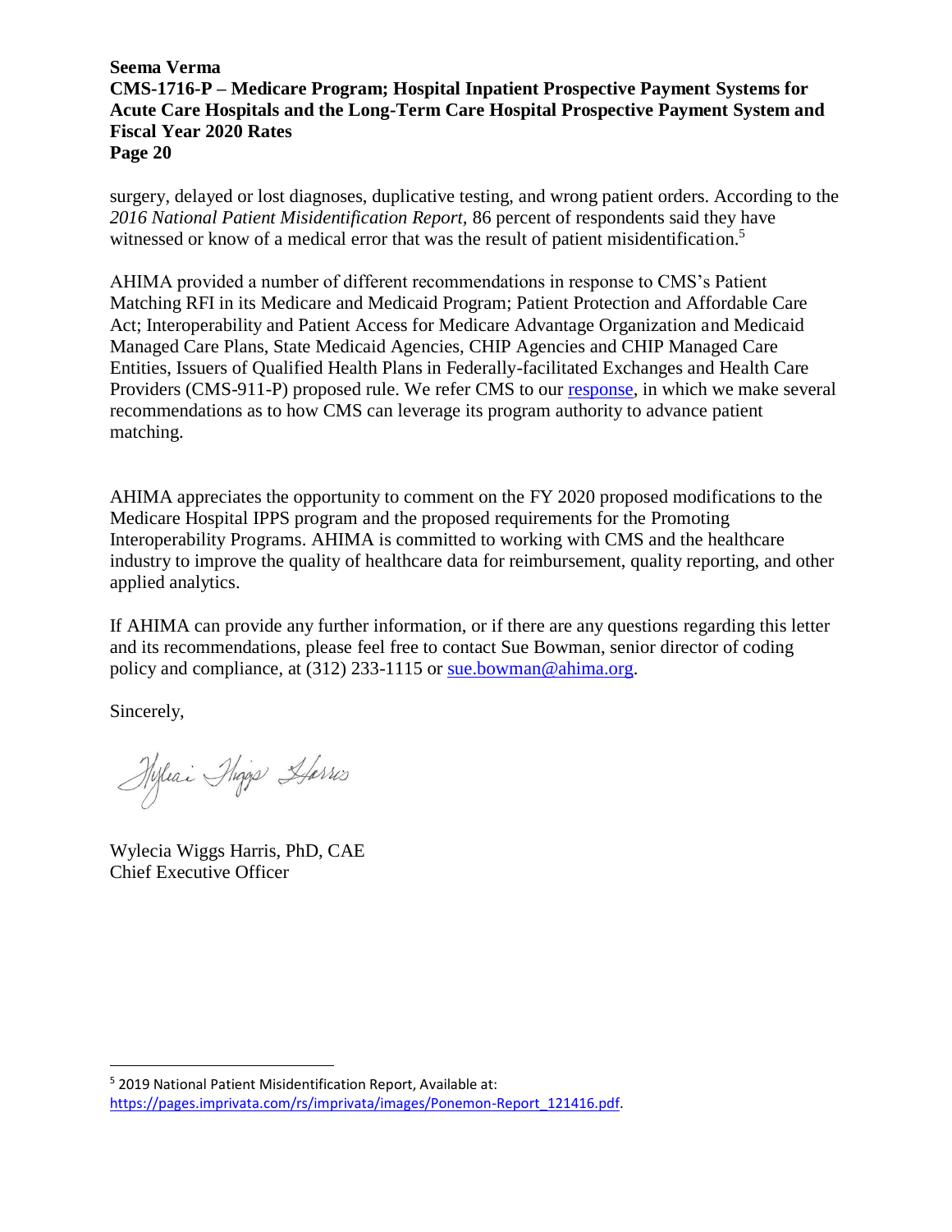surgery, delayed or lost diagnoses, duplicative testing, and wrong patient orders. According to the *2016 National Patient Misidentification Report,* 86 percent of respondents said they have witnessed or know of a medical error that was the result of patient misidentification.[5]

AHIMA provided a number of different recommendations in response to CMS's Patient Matching RFI in its Medicare and Medicaid Program; Patient Protection and Affordable Care Act; Interoperability and Patient Access for Medicare Advantage Organization and Medicaid Managed Care Plans, State Medicaid Agencies, CHIP Agencies and CHIP Managed Care Entities, Issuers of Qualified Health Plans in Federally-facilitated Exchanges and Health Care Providers (CMS-911-P) proposed rule. We refer CMS to our response, in which we make several recommendations as to how CMS can leverage its program authority to advance patient matching.

AHIMA appreciates the opportunity to comment on the FY 2020 proposed modifications to the Medicare Hospital IPPS program and the proposed requirements for the Promoting Interoperability Programs. AHIMA is committed to working with CMS and the healthcare industry to improve the quality of healthcare data for reimbursement, quality reporting, and other applied analytics.

If AHIMA can provide any further information, or if there are any questions regarding this letter and its recommendations, please feel free to contact Sue Bowman, senior director of coding policy and compliance, at (312) 233-1115 or sue.bowman@ahima.org.

Sincerely,

Wylecia Wiggs Harris

Wylecia Wiggs Harris, PhD, CAE
Chief Executive Officer

---

[5] 2019 National Patient Misidentification Report, Available at: https://pages.imprivata.com/rs/imprivata/images/Ponemon-Report_121416.pdf.